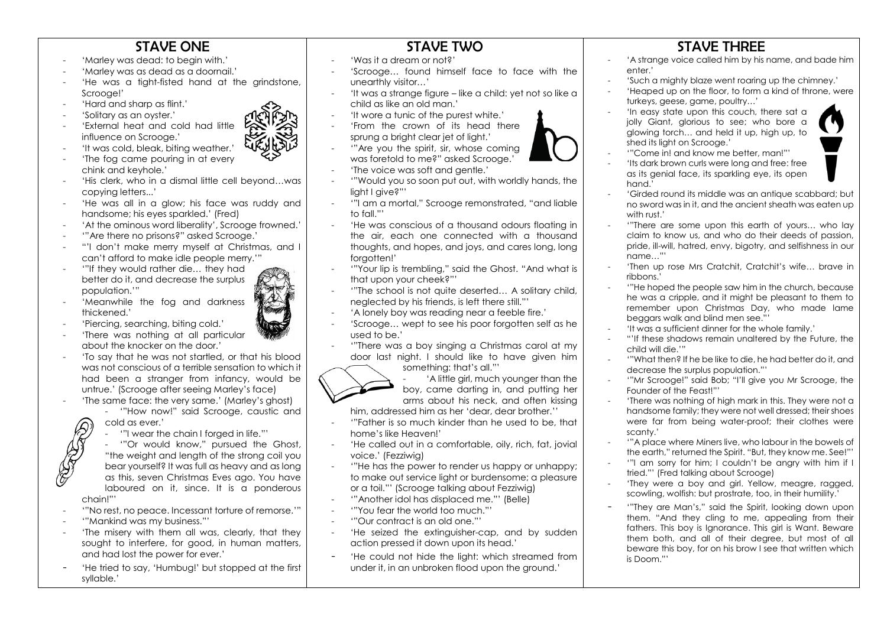## STAVE ONE

- 'Marley was dead: to begin with.'
- 'Marley was as dead as a doornail.'
- 'He was a tight-fisted hand at the grindstone, Scrooge!'
- 'Hard and sharp as flint.'
- 'Solitary as an oyster.'
- 'External heat and cold had little influence on Scrooge.'
- 'It was cold, bleak, biting weather.'
- 'The fog came pouring in at every chink and keyhole.'
- 'His clerk, who in a dismal little cell beyond…was copying letters...'
- 'He was all in a glow; his face was ruddy and handsome; his eyes sparkled.' (Fred)
- 'At the ominous word liberality', Scrooge frowned.'
- '"Are there no prisons?" asked Scrooge.'
- '"I don't make merry myself at Christmas, and I can't afford to make idle people merry."'
- '"If they would rather die… they had better do it, and decrease the surplus population."'
- 'Meanwhile the fog and darkness thickened.'
- 'Piercing, searching, biting cold.'
- 'There was nothing at all particular about the knocker on the door.'
- 'To say that he was not startled, or that his blood was not conscious of a terrible sensation to which it had been a stranger from infancy, would be untrue.' (Scrooge after seeing Marley's face)
- 'The same face: the very same.' (Marley's ghost)
  - '"How now!" said Scrooge, caustic and cold as ever.'
  - '"I wear the chain I forged in life."'
  - '"Or would know," pursued the Ghost, "the weight and length of the strong coil you bear yourself? It was full as heavy and as long as this, seven Christmas Eves ago. You have laboured on it, since. It is a ponderous chain!"'
- '"No rest, no peace. Incessant torture of remorse."'
- '"Mankind was my business."'
- 'The misery with them all was, clearly, that they sought to interfere, for good, in human matters, and had lost the power for ever.'
- 'He tried to say, 'Humbug!' but stopped at the first syllable.'

## STAVE TWO

- 'Was it a dream or not?'
- 'Scrooge… found himself face to face with the unearthly visitor…'
- 'It was a strange figure – like a child: yet not so like a child as like an old man.'
- 'It wore a tunic of the purest white.'
- 'From the crown of its head there sprung a bright clear jet of light.'
- '"Are you the spirit, sir, whose coming was foretold to me?" asked Scrooge.'
- 'The voice was soft and gentle.'
- '"Would you so soon put out, with worldly hands, the light I give?"'
- '"I am a mortal," Scrooge remonstrated, "and liable to fall."'
- 'He was conscious of a thousand odours floating in the air, each one connected with a thousand thoughts, and hopes, and joys, and cares long, long forgotten!'
- '"Your lip is trembling," said the Ghost. "And what is that upon your cheek?"'
- '"The school is not quite deserted… A solitary child, neglected by his friends, is left there still."'
- 'A lonely boy was reading near a feeble fire.'
- 'Scrooge… wept to see his poor forgotten self as he used to be.'
- '"There was a boy singing a Christmas carol at my door last night. I should like to have given him something: that's all."'
- 'A little girl, much younger than the boy, came darting in, and putting her arms about his neck, and often kissing him, addressed him as her 'dear, dear brother.''
- '"Father is so much kinder than he used to be, that home's like Heaven!'
- 'He called out in a comfortable, oily, rich, fat, jovial voice.' (Fezziwig)
- '"He has the power to render us happy or unhappy; to make out service light or burdensome; a pleasure or a toil."' (Scrooge talking about Fezziwig)
- '"Another idol has displaced me."' (Belle)
- '"You fear the world too much."'
- '"Our contract is an old one."'
- 'He seized the extinguisher-cap, and by sudden action pressed it down upon its head.'
- 'He could not hide the light: which streamed from under it, in an unbroken flood upon the ground.'

## STAVE THREE

- 'A strange voice called him by his name, and bade him enter.'
- 'Such a mighty blaze went roaring up the chimney.'
- 'Heaped up on the floor, to form a kind of throne, were turkeys, geese, game, poultry…'
- 'In easy state upon this couch, there sat a jolly Giant, glorious to see; who bore a glowing torch… and held it up, high up, to shed its light on Scrooge.'
- '"Come in! and know me better, man!"'
- 'Its dark brown curls were long and free: free as its genial face, its sparkling eye, its open hand.'
- 'Girded round its middle was an antique scabbard; but no sword was in it, and the ancient sheath was eaten up with rust.'
- '"There are some upon this earth of yours… who lay claim to know us, and who do their deeds of passion, pride, ill-will, hatred, envy, bigotry, and selfishness in our name…"'
- 'Then up rose Mrs Cratchit, Cratchit's wife… brave in ribbons.'
- '"He hoped the people saw him in the church, because he was a cripple, and it might be pleasant to them to remember upon Christmas Day, who made lame beggars walk and blind men see."'
- 'It was a sufficient dinner for the whole family.'
- '"If these shadows remain unaltered by the Future, the child will die."'
- '"What then? If he be like to die, he had better do it, and decrease the surplus population."'
- '"Mr Scrooge!" said Bob; "I'll give you Mr Scrooge, the Founder of the Feast!"'
- 'There was nothing of high mark in this. They were not a handsome family; they were not well dressed; their shoes were far from being water-proof; their clothes were scanty.'
- '"A place where Miners live, who labour in the bowels of the earth," returned the Spirit. "But, they know me. See!"'
- '"I am sorry for him; I couldn't be angry with him if I tried."' (Fred talking about Scrooge)
- 'They were a boy and girl. Yellow, meagre, ragged, scowling, wolfish: but prostrate, too, in their humility.'
- '"They are Man's," said the Spirit, looking down upon them. "And they cling to me, appealing from their fathers. This boy is Ignorance. This girl is Want. Beware them both, and all of their degree, but most of all beware this boy, for on his brow I see that written which is Doom."'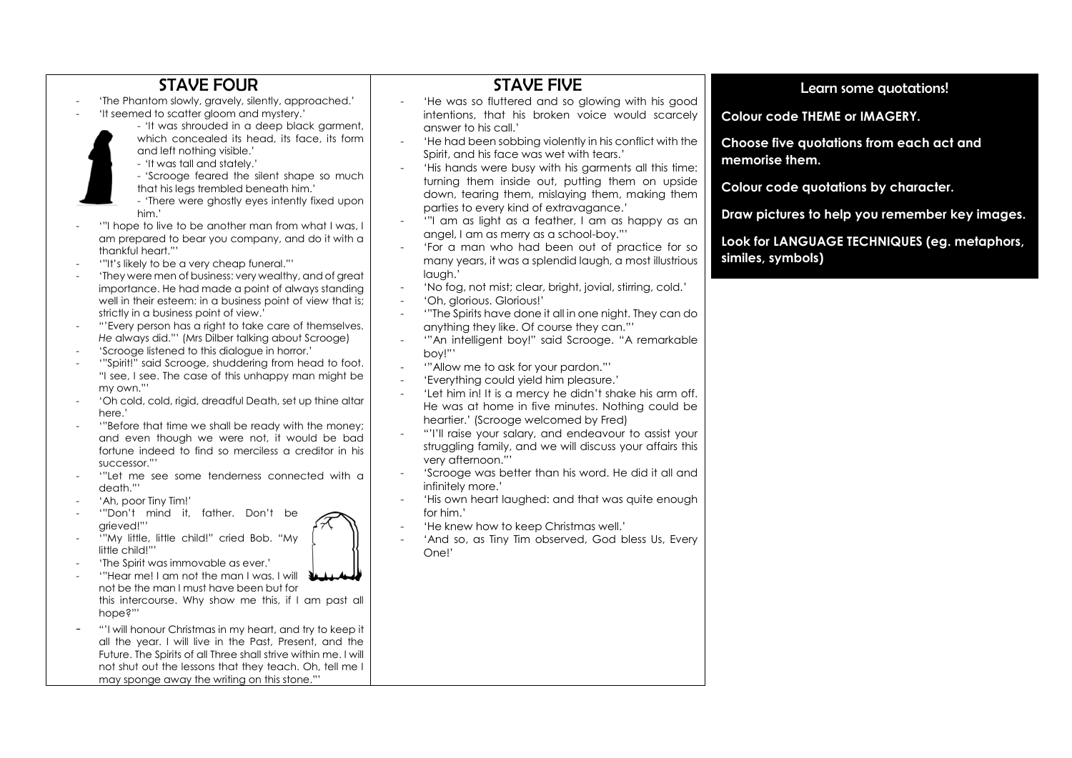## STAVE FOUR

- 'The Phantom slowly, gravely, silently, approached.'
- 'It seemed to scatter gloom and mystery.'
    - 'It was shrouded in a deep black garment, which concealed its head, its face, its form and left nothing visible.'
    - 'It was tall and stately.'
    - 'Scrooge feared the silent shape so much that his legs trembled beneath him.'
    - 'There were ghostly eyes intently fixed upon him.'
- '"I hope to live to be another man from what I was, I am prepared to bear you company, and do it with a thankful heart."'
- '"It's likely to be a very cheap funeral."'
- 'They were men of business: very wealthy, and of great importance. He had made a point of always standing well in their esteem: in a business point of view that is; strictly in a business point of view.'
- "'Every person has a right to take care of themselves. *He* always did."' (Mrs Dilber talking about Scrooge)
- 'Scrooge listened to this dialogue in horror.'
- '"Spirit!" said Scrooge, shuddering from head to foot. "I see, I see. The case of this unhappy man might be my own."'
- 'Oh cold, cold, rigid, dreadful Death, set up thine altar here.'
- '"Before that time we shall be ready with the money; and even though we were not, it would be bad fortune indeed to find so merciless a creditor in his successor."'
- '"Let me see some tenderness connected with a death."'
- 'Ah, poor Tiny Tim!'
- '"Don't mind it, father. Don't be grieved!"'
- '"My little, little child!" cried Bob. "My little child!"'
- 'The Spirit was immovable as ever.'
- '"Hear me! I am not the man I was. I will not be the man I must have been but for this intercourse. Why show me this, if I am past all hope?"'
- "'I will honour Christmas in my heart, and try to keep it all the year. I will live in the Past, Present, and the Future. The Spirits of all Three shall strive within me. I will not shut out the lessons that they teach. Oh, tell me I may sponge away the writing on this stone."'

## STAVE FIVE

- 'He was so fluttered and so glowing with his good intentions, that his broken voice would scarcely answer to his call.'
- 'He had been sobbing violently in his conflict with the Spirit, and his face was wet with tears.'
- 'His hands were busy with his garments all this time: turning them inside out, putting them on upside down, tearing them, mislaying them, making them parties to every kind of extravagance.'
- '"I am as light as a feather, I am as happy as an angel, I am as merry as a school-boy."'
- 'For a man who had been out of practice for so many years, it was a splendid laugh, a most illustrious laugh.'
- 'No fog, not mist; clear, bright, jovial, stirring, cold.'
- 'Oh, glorious. Glorious!'
- '"The Spirits have done it all in one night. They can do anything they like. Of course they can."'
- '"An intelligent boy!" said Scrooge. "A remarkable boy!"'
- '"Allow me to ask for your pardon."'
- 'Everything could yield him pleasure.'
- 'Let him in! It is a mercy he didn't shake his arm off. He was at home in five minutes. Nothing could be heartier.' (Scrooge welcomed by Fred)
- "'I'll raise your salary, and endeavour to assist your struggling family, and we will discuss your affairs this very afternoon."'
- 'Scrooge was better than his word. He did it all and infinitely more.'
- 'His own heart laughed: and that was quite enough for him.'
- 'He knew how to keep Christmas well.'
- 'And so, as Tiny Tim observed, God bless Us, Every One!'

## Learn some quotations!

**Colour code THEME or IMAGERY.**

**Choose five quotations from each act and memorise them.**

**Colour code quotations by character.**

**Draw pictures to help you remember key images.**

**Look for LANGUAGE TECHNIQUES (eg. metaphors, similes, symbols)**